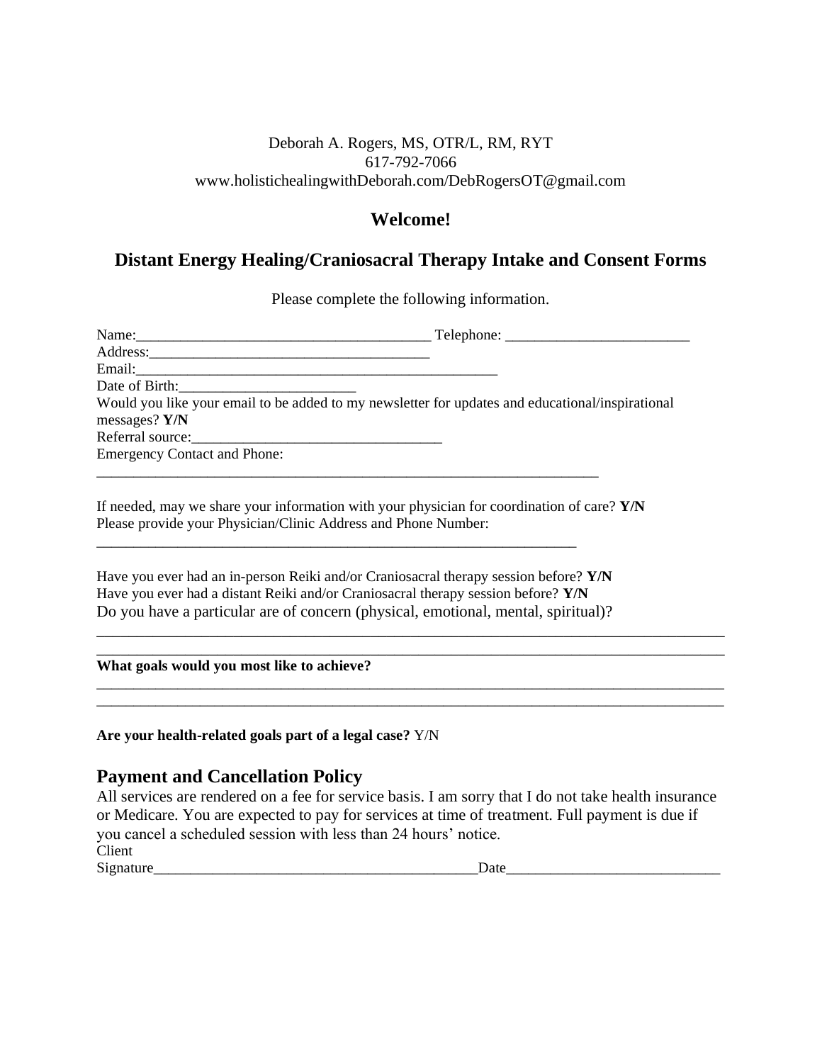Deborah A. Rogers, MS, OTR/L, RM, RYT
617-792-7066
www.holistichealingwithDeborah.com/DebRogersOT@gmail.com

## Welcome!

## Distant Energy Healing/Craniosacral Therapy Intake and Consent Forms

Please complete the following information.

Name:________________________________________ Telephone: _________________________
Address:_______________________________________
Email:___________________________________________________
Date of Birth:________________________
Would you like your email to be added to my newsletter for updates and educational/inspirational messages? **Y/N**
Referral source:__________________________________
Emergency Contact and Phone:
______________________________________________________________________

If needed, may we share your information with your physician for coordination of care? **Y/N**
Please provide your Physician/Clinic Address and Phone Number:
__________________________________________________________________

Have you ever had an in-person Reiki and/or Craniosacral therapy session before? **Y/N**
Have you ever had a distant Reiki and/or Craniosacral therapy session before? **Y/N**
Do you have a particular are of concern (physical, emotional, mental, spiritual)?
_____________________________________________________________________________________
_____________________________________________________________________________________

**What goals would you most like to achieve?**
_____________________________________________________________________________________
_____________________________________________________________________________________

**Are your health-related goals part of a legal case?** Y/N

## Payment and Cancellation Policy

All services are rendered on a fee for service basis. I am sorry that I do not take health insurance or Medicare. You are expected to pay for services at time of treatment. Full payment is due if you cancel a scheduled session with less than 24 hours' notice.

Client Signature____________________________________________Date_____________________________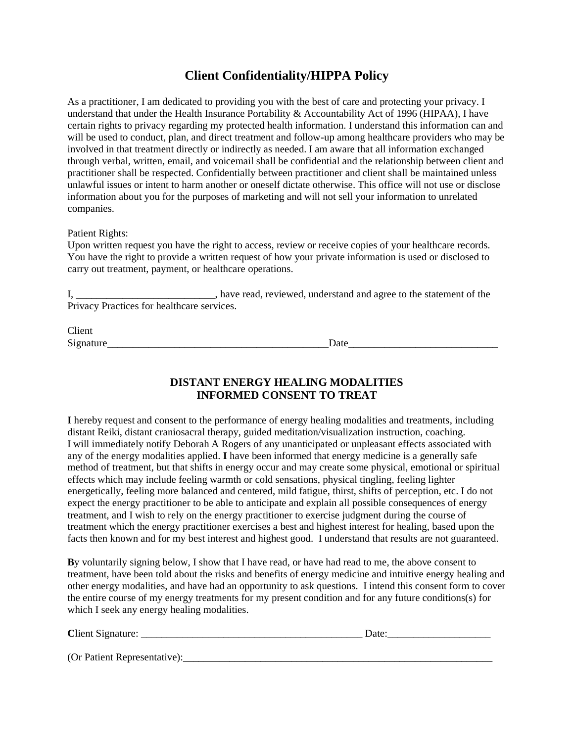## Client Confidentiality/HIPPA Policy

As a practitioner, I am dedicated to providing you with the best of care and protecting your privacy. I understand that under the Health Insurance Portability & Accountability Act of 1996 (HIPAA), I have certain rights to privacy regarding my protected health information. I understand this information can and will be used to conduct, plan, and direct treatment and follow-up among healthcare providers who may be involved in that treatment directly or indirectly as needed. I am aware that all information exchanged through verbal, written, email, and voicemail shall be confidential and the relationship between client and practitioner shall be respected. Confidentially between practitioner and client shall be maintained unless unlawful issues or intent to harm another or oneself dictate otherwise. This office will not use or disclose information about you for the purposes of marketing and will not sell your information to unrelated companies.

Patient Rights:
Upon written request you have the right to access, review or receive copies of your healthcare records. You have the right to provide a written request of how your private information is used or disclosed to carry out treatment, payment, or healthcare operations.

I, ___________________________, have read, reviewed, understand and agree to the statement of the Privacy Practices for healthcare services.

Client Signature_____________________________________________Date_____________________________

### DISTANT ENERGY HEALING MODALITIES
### INFORMED CONSENT TO TREAT

**I** hereby request and consent to the performance of energy healing modalities and treatments, including distant Reiki, distant craniosacral therapy, guided meditation/visualization instruction, coaching. I will immediately notify Deborah A Rogers of any unanticipated or unpleasant effects associated with any of the energy modalities applied. **I** have been informed that energy medicine is a generally safe method of treatment, but that shifts in energy occur and may create some physical, emotional or spiritual effects which may include feeling warmth or cold sensations, physical tingling, feeling lighter energetically, feeling more balanced and centered, mild fatigue, thirst, shifts of perception, etc. I do not expect the energy practitioner to be able to anticipate and explain all possible consequences of energy treatment, and I wish to rely on the energy practitioner to exercise judgment during the course of treatment which the energy practitioner exercises a best and highest interest for healing, based upon the facts then known and for my best interest and highest good. I understand that results are not guaranteed.

**B**y voluntarily signing below, I show that I have read, or have had read to me, the above consent to treatment, have been told about the risks and benefits of energy medicine and intuitive energy healing and other energy modalities, and have had an opportunity to ask questions. I intend this consent form to cover the entire course of my energy treatments for my present condition and for any future conditions(s) for which I seek any energy healing modalities.

**C**lient Signature: ____________________________________________ Date:____________________

(Or Patient Representative):_________________________________________________________________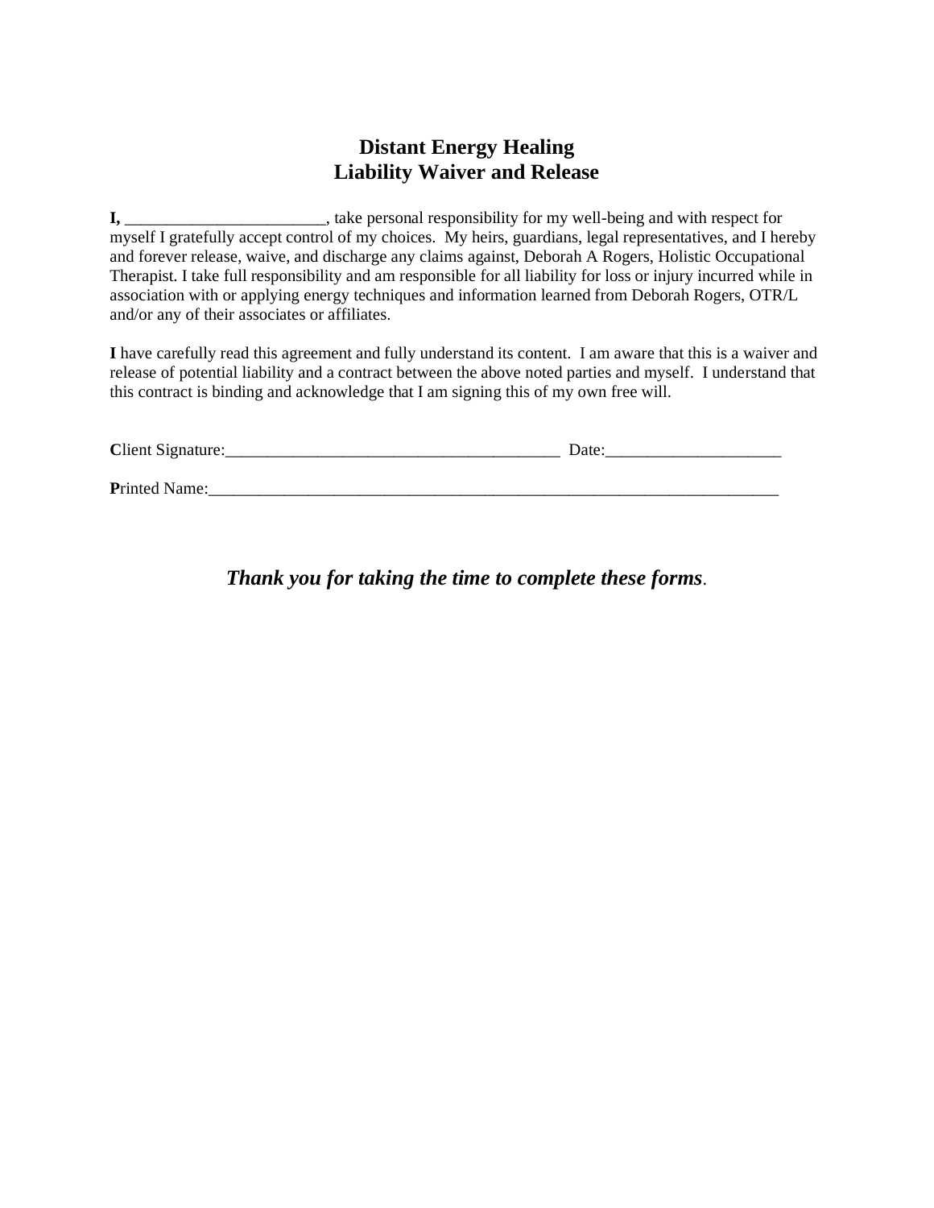# Distant Energy Healing
# Liability Waiver and Release

**I,** _______________________, take personal responsibility for my well-being and with respect for myself I gratefully accept control of my choices. My heirs, guardians, legal representatives, and I hereby and forever release, waive, and discharge any claims against, Deborah A Rogers, Holistic Occupational Therapist. I take full responsibility and am responsible for all liability for loss or injury incurred while in association with or applying energy techniques and information learned from Deborah Rogers, OTR/L and/or any of their associates or affiliates.

**I** have carefully read this agreement and fully understand its content. I am aware that this is a waiver and release of potential liability and a contract between the above noted parties and myself. I understand that this contract is binding and acknowledge that I am signing this of my own free will.

**C**lient Signature:_______________________________________ Date:____________________

**P**rinted Name:__________________________________________________________________

***Thank you for taking the time to complete these forms***.